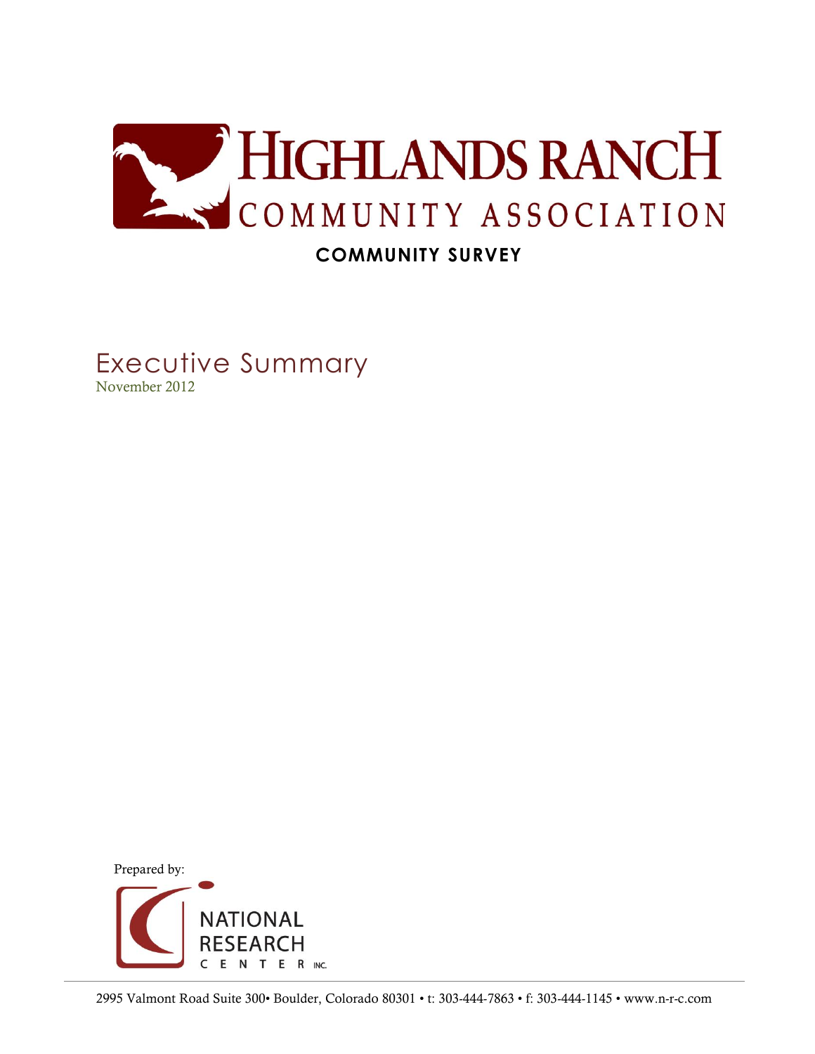# HIGHLANDS RANCH COMMUNITY ASSOCIATION

## COMMUNITY SURVEY

# Executive Summary

November 2012

Prepared by:

NATIONAL RESEARCH CENTER INC.

2995 Valmont Road Suite 300• Boulder, Colorado 80301 • t: 303-444-7863 • f: 303-444-1145 • www.n-r-c.com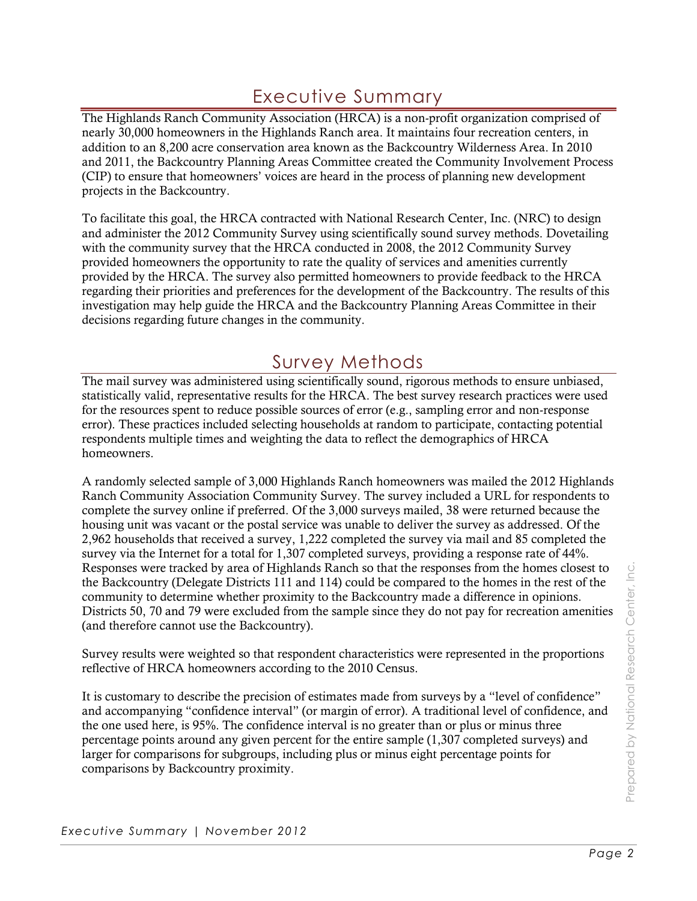# Executive Summary

The Highlands Ranch Community Association (HRCA) is a non-profit organization comprised of nearly 30,000 homeowners in the Highlands Ranch area. It maintains four recreation centers, in addition to an 8,200 acre conservation area known as the Backcountry Wilderness Area. In 2010 and 2011, the Backcountry Planning Areas Committee created the Community Involvement Process (CIP) to ensure that homeowners' voices are heard in the process of planning new development projects in the Backcountry.

To facilitate this goal, the HRCA contracted with National Research Center, Inc. (NRC) to design and administer the 2012 Community Survey using scientifically sound survey methods. Dovetailing with the community survey that the HRCA conducted in 2008, the 2012 Community Survey provided homeowners the opportunity to rate the quality of services and amenities currently provided by the HRCA. The survey also permitted homeowners to provide feedback to the HRCA regarding their priorities and preferences for the development of the Backcountry. The results of this investigation may help guide the HRCA and the Backcountry Planning Areas Committee in their decisions regarding future changes in the community.

# Survey Methods

The mail survey was administered using scientifically sound, rigorous methods to ensure unbiased, statistically valid, representative results for the HRCA. The best survey research practices were used for the resources spent to reduce possible sources of error (e.g., sampling error and non-response error). These practices included selecting households at random to participate, contacting potential respondents multiple times and weighting the data to reflect the demographics of HRCA homeowners.

A randomly selected sample of 3,000 Highlands Ranch homeowners was mailed the 2012 Highlands Ranch Community Association Community Survey. The survey included a URL for respondents to complete the survey online if preferred. Of the 3,000 surveys mailed, 38 were returned because the housing unit was vacant or the postal service was unable to deliver the survey as addressed. Of the 2,962 households that received a survey, 1,222 completed the survey via mail and 85 completed the survey via the Internet for a total for 1,307 completed surveys, providing a response rate of 44%. Responses were tracked by area of Highlands Ranch so that the responses from the homes closest to the Backcountry (Delegate Districts 111 and 114) could be compared to the homes in the rest of the community to determine whether proximity to the Backcountry made a difference in opinions. Districts 50, 70 and 79 were excluded from the sample since they do not pay for recreation amenities (and therefore cannot use the Backcountry).

Survey results were weighted so that respondent characteristics were represented in the proportions reflective of HRCA homeowners according to the 2010 Census.

It is customary to describe the precision of estimates made from surveys by a "level of confidence" and accompanying "confidence interval" (or margin of error). A traditional level of confidence, and the one used here, is 95%. The confidence interval is no greater than or plus or minus three percentage points around any given percent for the entire sample (1,307 completed surveys) and larger for comparisons for subgroups, including plus or minus eight percentage points for comparisons by Backcountry proximity.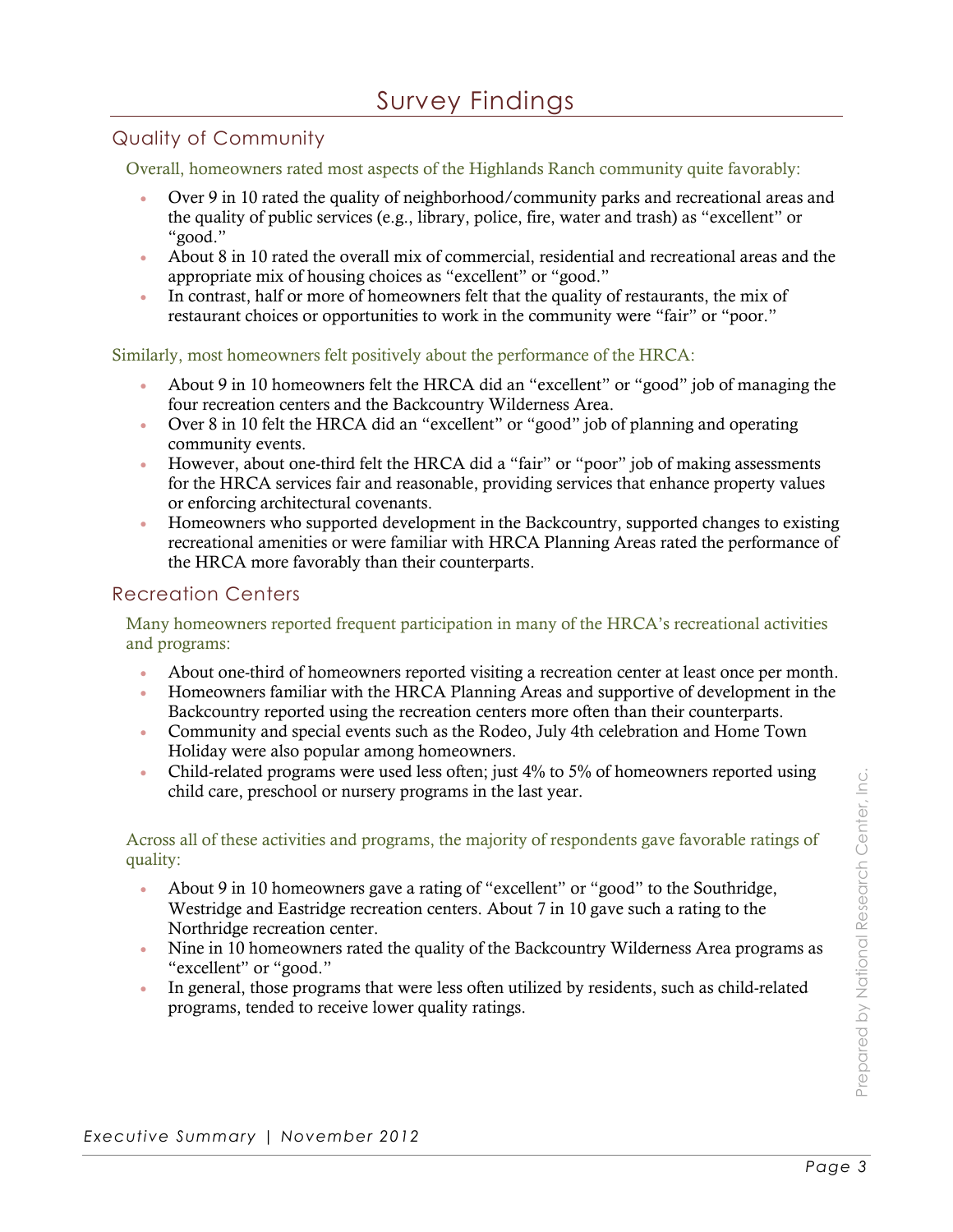# Survey Findings

## Quality of Community

Overall, homeowners rated most aspects of the Highlands Ranch community quite favorably:

- Over 9 in 10 rated the quality of neighborhood/community parks and recreational areas and the quality of public services (e.g., library, police, fire, water and trash) as "excellent" or "good."
- About 8 in 10 rated the overall mix of commercial, residential and recreational areas and the appropriate mix of housing choices as "excellent" or "good."
- In contrast, half or more of homeowners felt that the quality of restaurants, the mix of restaurant choices or opportunities to work in the community were "fair" or "poor."

Similarly, most homeowners felt positively about the performance of the HRCA:

- About 9 in 10 homeowners felt the HRCA did an "excellent" or "good" job of managing the four recreation centers and the Backcountry Wilderness Area.
- Over 8 in 10 felt the HRCA did an "excellent" or "good" job of planning and operating community events.
- However, about one-third felt the HRCA did a "fair" or "poor" job of making assessments for the HRCA services fair and reasonable, providing services that enhance property values or enforcing architectural covenants.
- Homeowners who supported development in the Backcountry, supported changes to existing recreational amenities or were familiar with HRCA Planning Areas rated the performance of the HRCA more favorably than their counterparts.

## Recreation Centers

Many homeowners reported frequent participation in many of the HRCA's recreational activities and programs:

- About one-third of homeowners reported visiting a recreation center at least once per month.
- Homeowners familiar with the HRCA Planning Areas and supportive of development in the Backcountry reported using the recreation centers more often than their counterparts.
- Community and special events such as the Rodeo, July 4th celebration and Home Town Holiday were also popular among homeowners.
- Child-related programs were used less often; just 4% to 5% of homeowners reported using child care, preschool or nursery programs in the last year.

Across all of these activities and programs, the majority of respondents gave favorable ratings of quality:

- About 9 in 10 homeowners gave a rating of "excellent" or "good" to the Southridge, Westridge and Eastridge recreation centers. About 7 in 10 gave such a rating to the Northridge recreation center.
- Nine in 10 homeowners rated the quality of the Backcountry Wilderness Area programs as "excellent" or "good."
- In general, those programs that were less often utilized by residents, such as child-related programs, tended to receive lower quality ratings.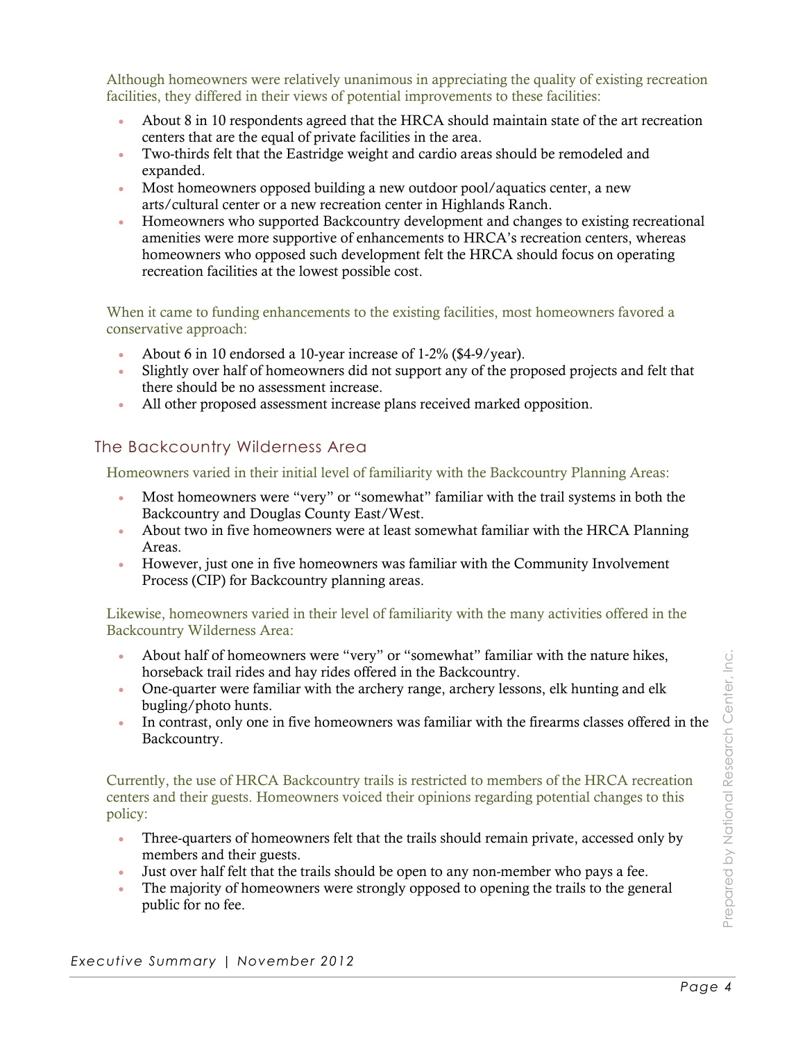Although homeowners were relatively unanimous in appreciating the quality of existing recreation facilities, they differed in their views of potential improvements to these facilities:

- About 8 in 10 respondents agreed that the HRCA should maintain state of the art recreation centers that are the equal of private facilities in the area.
- Two-thirds felt that the Eastridge weight and cardio areas should be remodeled and expanded.
- Most homeowners opposed building a new outdoor pool/aquatics center, a new arts/cultural center or a new recreation center in Highlands Ranch.
- Homeowners who supported Backcountry development and changes to existing recreational amenities were more supportive of enhancements to HRCA's recreation centers, whereas homeowners who opposed such development felt the HRCA should focus on operating recreation facilities at the lowest possible cost.

When it came to funding enhancements to the existing facilities, most homeowners favored a conservative approach:

- About 6 in 10 endorsed a 10-year increase of 1-2% ($4-9/year).
- Slightly over half of homeowners did not support any of the proposed projects and felt that there should be no assessment increase.
- All other proposed assessment increase plans received marked opposition.

## The Backcountry Wilderness Area

Homeowners varied in their initial level of familiarity with the Backcountry Planning Areas:

- Most homeowners were "very" or "somewhat" familiar with the trail systems in both the Backcountry and Douglas County East/West.
- About two in five homeowners were at least somewhat familiar with the HRCA Planning Areas.
- However, just one in five homeowners was familiar with the Community Involvement Process (CIP) for Backcountry planning areas.

Likewise, homeowners varied in their level of familiarity with the many activities offered in the Backcountry Wilderness Area:

- About half of homeowners were "very" or "somewhat" familiar with the nature hikes, horseback trail rides and hay rides offered in the Backcountry.
- One-quarter were familiar with the archery range, archery lessons, elk hunting and elk bugling/photo hunts.
- In contrast, only one in five homeowners was familiar with the firearms classes offered in the Backcountry.

Currently, the use of HRCA Backcountry trails is restricted to members of the HRCA recreation centers and their guests. Homeowners voiced their opinions regarding potential changes to this policy:

- Three-quarters of homeowners felt that the trails should remain private, accessed only by members and their guests.
- Just over half felt that the trails should be open to any non-member who pays a fee.
- The majority of homeowners were strongly opposed to opening the trails to the general public for no fee.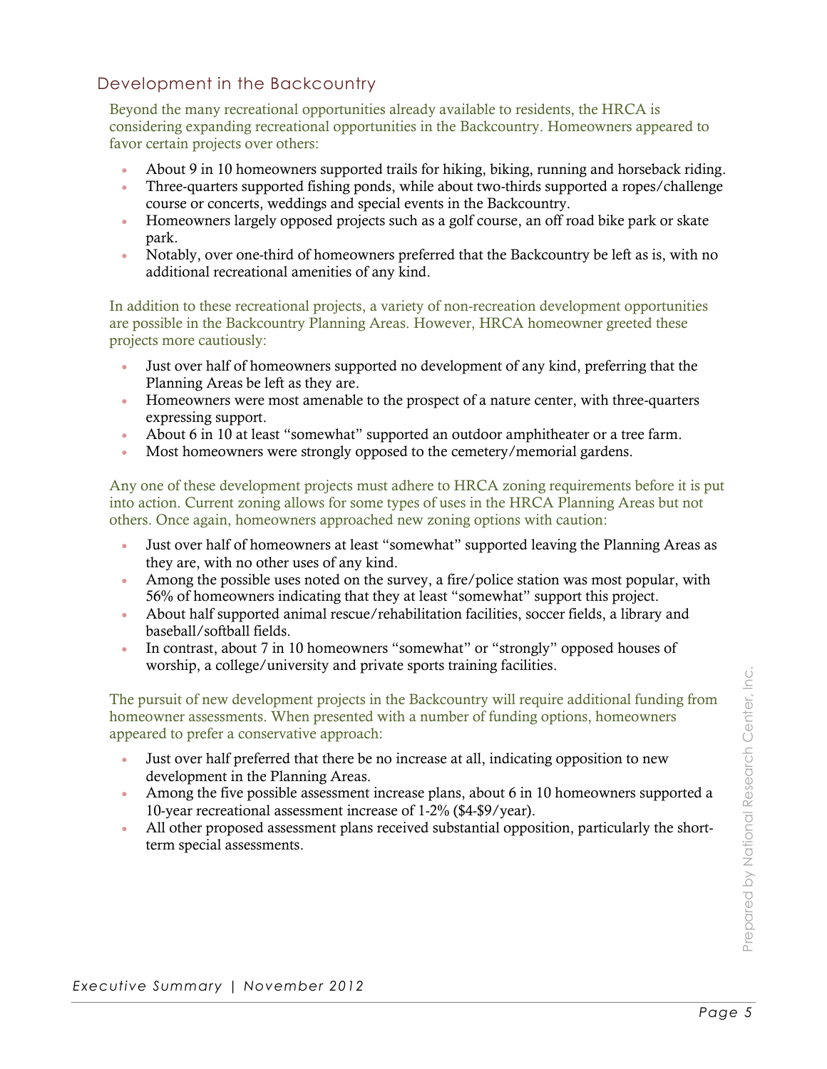## Development in the Backcountry

Beyond the many recreational opportunities already available to residents, the HRCA is considering expanding recreational opportunities in the Backcountry. Homeowners appeared to favor certain projects over others:

- About 9 in 10 homeowners supported trails for hiking, biking, running and horseback riding.
- Three-quarters supported fishing ponds, while about two-thirds supported a ropes/challenge course or concerts, weddings and special events in the Backcountry.
- Homeowners largely opposed projects such as a golf course, an off road bike park or skate park.
- Notably, over one-third of homeowners preferred that the Backcountry be left as is, with no additional recreational amenities of any kind.

In addition to these recreational projects, a variety of non-recreation development opportunities are possible in the Backcountry Planning Areas. However, HRCA homeowner greeted these projects more cautiously:

- Just over half of homeowners supported no development of any kind, preferring that the Planning Areas be left as they are.
- Homeowners were most amenable to the prospect of a nature center, with three-quarters expressing support.
- About 6 in 10 at least "somewhat" supported an outdoor amphitheater or a tree farm.
- Most homeowners were strongly opposed to the cemetery/memorial gardens.

Any one of these development projects must adhere to HRCA zoning requirements before it is put into action. Current zoning allows for some types of uses in the HRCA Planning Areas but not others. Once again, homeowners approached new zoning options with caution:

- Just over half of homeowners at least "somewhat" supported leaving the Planning Areas as they are, with no other uses of any kind.
- Among the possible uses noted on the survey, a fire/police station was most popular, with 56% of homeowners indicating that they at least "somewhat" support this project.
- About half supported animal rescue/rehabilitation facilities, soccer fields, a library and baseball/softball fields.
- In contrast, about 7 in 10 homeowners "somewhat" or "strongly" opposed houses of worship, a college/university and private sports training facilities.

The pursuit of new development projects in the Backcountry will require additional funding from homeowner assessments. When presented with a number of funding options, homeowners appeared to prefer a conservative approach:

- Just over half preferred that there be no increase at all, indicating opposition to new development in the Planning Areas.
- Among the five possible assessment increase plans, about 6 in 10 homeowners supported a 10-year recreational assessment increase of 1-2% ($4-$9/year).
- All other proposed assessment plans received substantial opposition, particularly the short-term special assessments.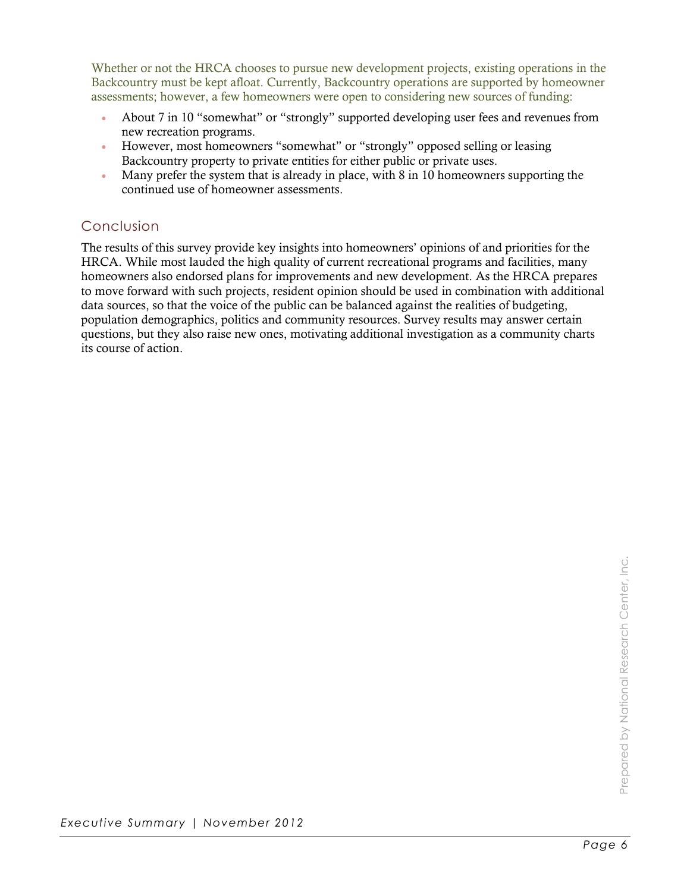Whether or not the HRCA chooses to pursue new development projects, existing operations in the Backcountry must be kept afloat. Currently, Backcountry operations are supported by homeowner assessments; however, a few homeowners were open to considering new sources of funding:

- About 7 in 10 "somewhat" or "strongly" supported developing user fees and revenues from new recreation programs.
- However, most homeowners "somewhat" or "strongly" opposed selling or leasing Backcountry property to private entities for either public or private uses.
- Many prefer the system that is already in place, with 8 in 10 homeowners supporting the continued use of homeowner assessments.

## Conclusion

The results of this survey provide key insights into homeowners' opinions of and priorities for the HRCA. While most lauded the high quality of current recreational programs and facilities, many homeowners also endorsed plans for improvements and new development. As the HRCA prepares to move forward with such projects, resident opinion should be used in combination with additional data sources, so that the voice of the public can be balanced against the realities of budgeting, population demographics, politics and community resources. Survey results may answer certain questions, but they also raise new ones, motivating additional investigation as a community charts its course of action.